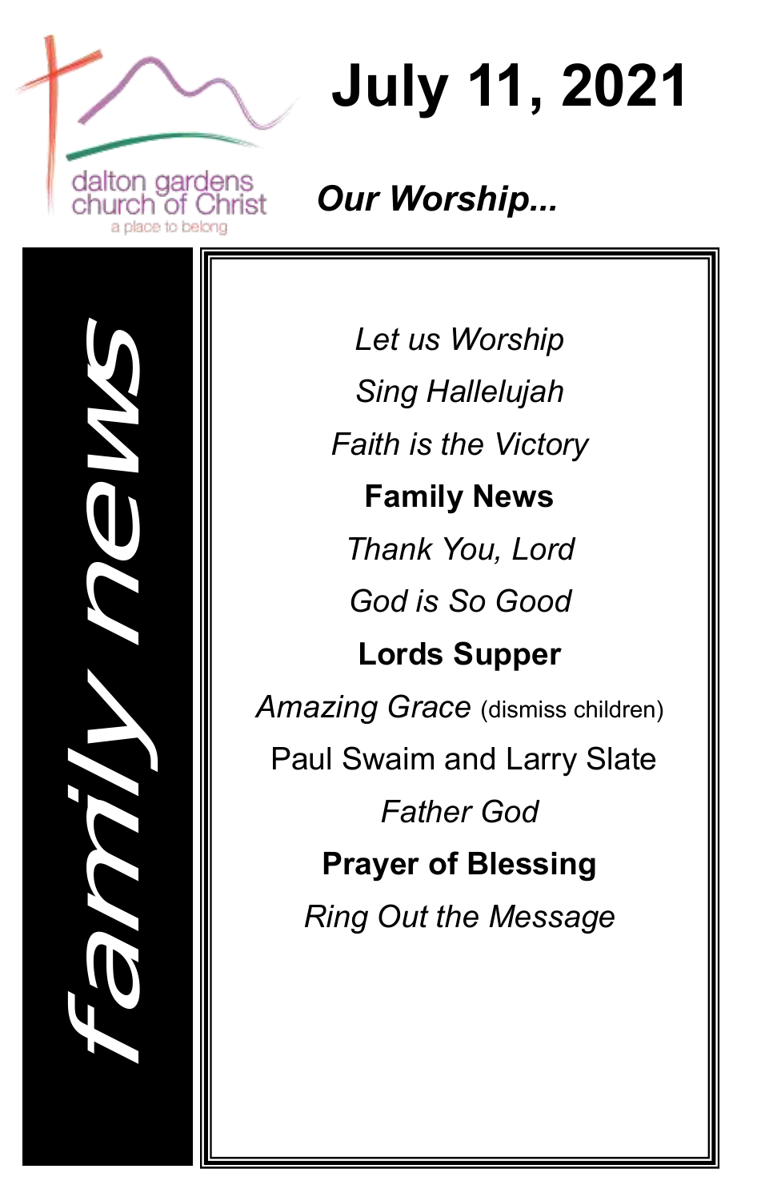dalton gardens
church of Christ
a place to belong

# July 11, 2021

## *Our Worship...*

family news

*Let us Worship*

*Sing Hallelujah*

*Faith is the Victory*

**Family News**

*Thank You, Lord*

*God is So Good*

**Lords Supper**

*Amazing Grace* (dismiss children)

Paul Swaim and Larry Slate

*Father God*

**Prayer of Blessing**

*Ring Out the Message*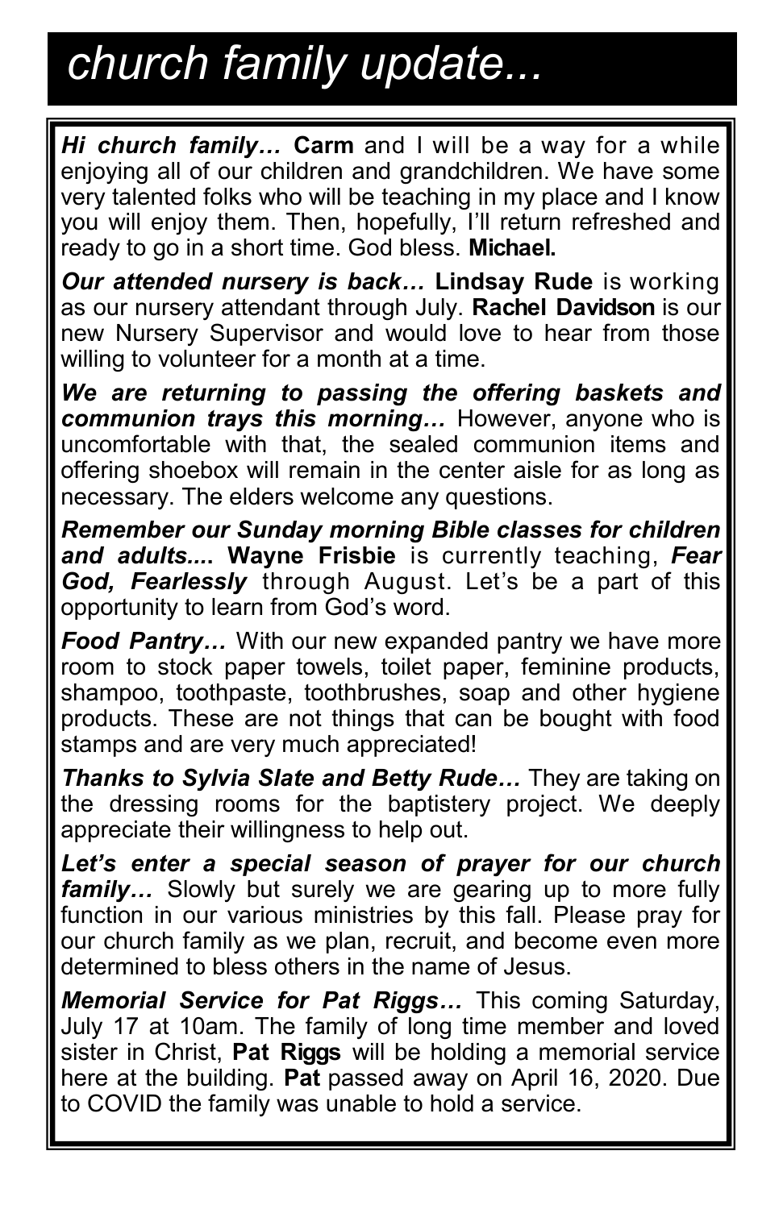# *church family update...*

***Hi church family…*** **Carm** and I will be a way for a while enjoying all of our children and grandchildren. We have some very talented folks who will be teaching in my place and I know you will enjoy them. Then, hopefully, I'll return refreshed and ready to go in a short time. God bless. **Michael.**

***Our attended nursery is back…*** **Lindsay Rude** is working as our nursery attendant through July. **Rachel Davidson** is our new Nursery Supervisor and would love to hear from those willing to volunteer for a month at a time.

***We are returning to passing the offering baskets and communion trays this morning…*** However, anyone who is uncomfortable with that, the sealed communion items and offering shoebox will remain in the center aisle for as long as necessary. The elders welcome any questions.

***Remember our Sunday morning Bible classes for children and adults....*** **Wayne Frisbie** is currently teaching, ***Fear God, Fearlessly*** through August. Let's be a part of this opportunity to learn from God's word.

***Food Pantry…*** With our new expanded pantry we have more room to stock paper towels, toilet paper, feminine products, shampoo, toothpaste, toothbrushes, soap and other hygiene products. These are not things that can be bought with food stamps and are very much appreciated!

***Thanks to Sylvia Slate and Betty Rude…*** They are taking on the dressing rooms for the baptistery project. We deeply appreciate their willingness to help out.

***Let's enter a special season of prayer for our church family…*** Slowly but surely we are gearing up to more fully function in our various ministries by this fall. Please pray for our church family as we plan, recruit, and become even more determined to bless others in the name of Jesus.

***Memorial Service for Pat Riggs…*** This coming Saturday, July 17 at 10am. The family of long time member and loved sister in Christ, **Pat Riggs** will be holding a memorial service here at the building. **Pat** passed away on April 16, 2020. Due to COVID the family was unable to hold a service.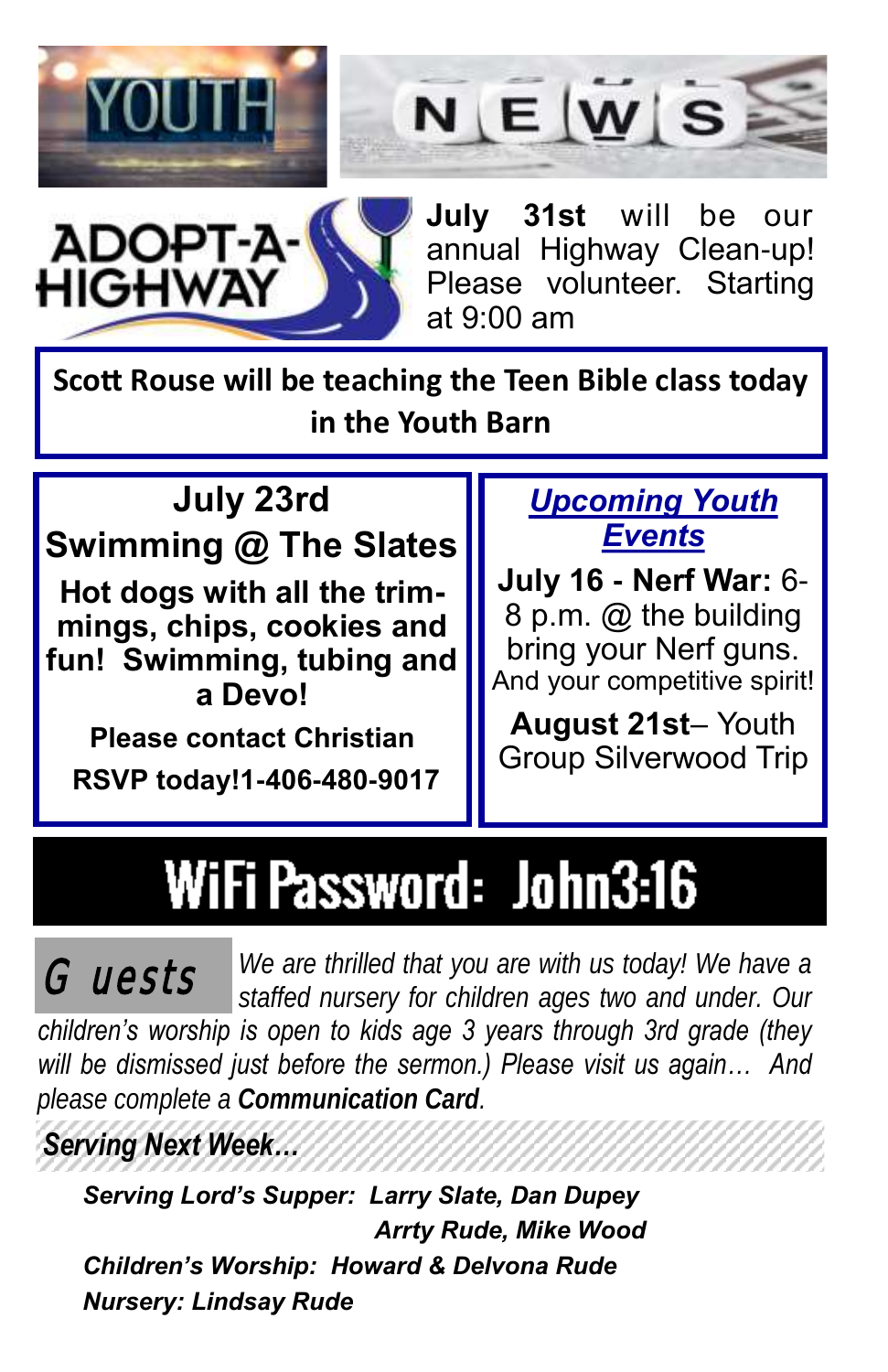# YOUTH NEWS

## ADOPT-A-HIGHWAY

**July 31st** will be our annual Highway Clean-up! Please volunteer. Starting at 9:00 am

**Scott Rouse will be teaching the Teen Bible class today in the Youth Barn**

### July 23rd
### Swimming @ The Slates

**Hot dogs with all the trimmings, chips, cookies and fun! Swimming, tubing and a Devo!**

**Please contact Christian**

**RSVP today!1-406-480-9017**

### ***Upcoming Youth Events***

**July 16 - Nerf War:** 6-8 p.m. @ the building bring your Nerf guns. And your competitive spirit!

**August 21st**– Youth Group Silverwood Trip

## WiFi Password: John3:16

**Guests** *We are thrilled that you are with us today! We have a staffed nursery for children ages two and under. Our children's worship is open to kids age 3 years through 3rd grade (they will be dismissed just before the sermon.) Please visit us again… And please complete a* ***Communication Card****.*

***Serving Next Week…***

***Serving Lord's Supper: Larry Slate, Dan Dupey***
***Arrty Rude, Mike Wood***

***Children's Worship: Howard & Delvona Rude***

***Nursery: Lindsay Rude***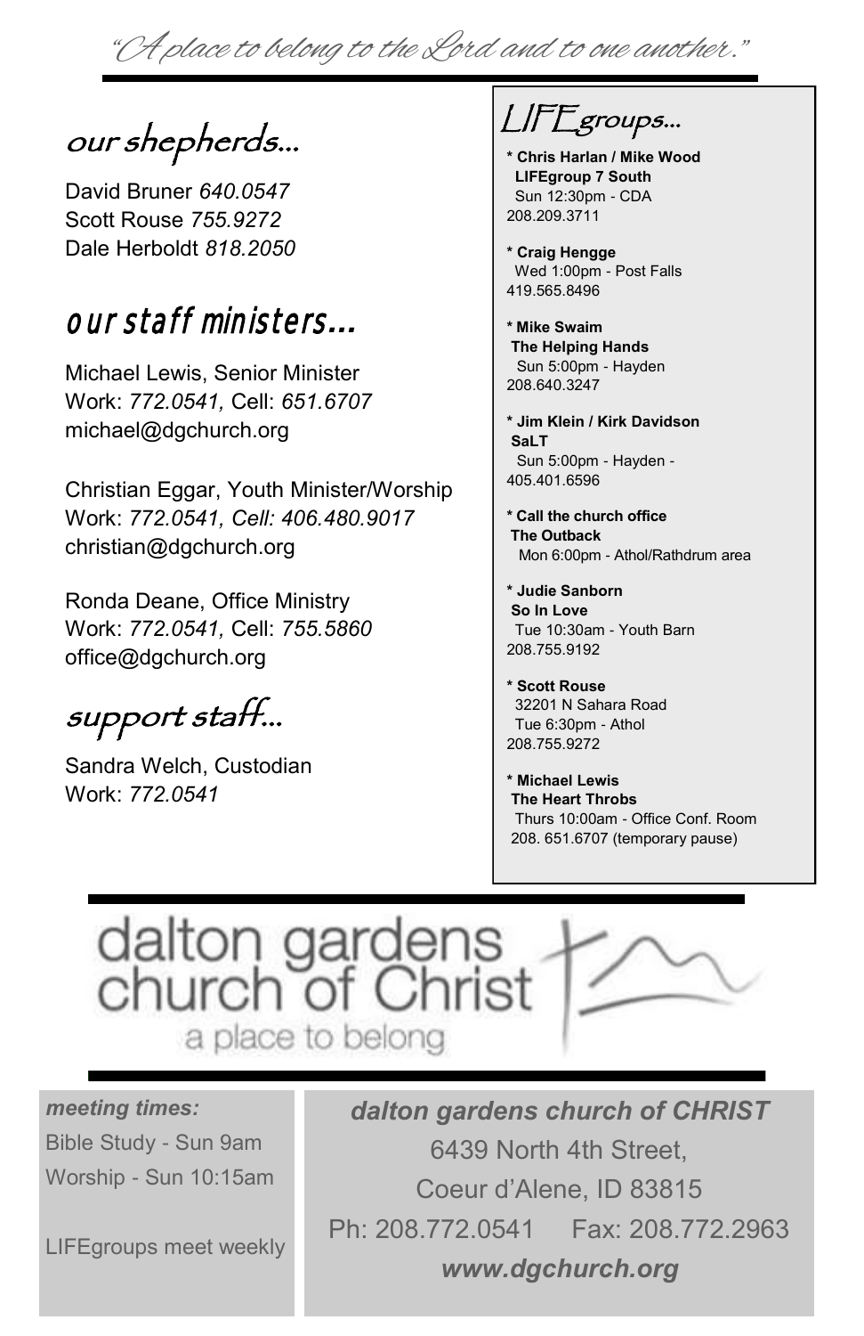*"A place to belong to the Lord and to one another."*

## our shepherds...

David Bruner *640.0547*
Scott Rouse *755.9272*
Dale Herboldt *818.2050*

## our staff ministers...

Michael Lewis, Senior Minister
Work: *772.0541,* Cell: *651.6707*
michael@dgchurch.org

Christian Eggar, Youth Minister/Worship
Work: *772.0541, Cell: 406.480.9017*
christian@dgchurch.org

Ronda Deane, Office Ministry
Work: *772.0541,* Cell: *755.5860*
office@dgchurch.org

## support staff...

Sandra Welch, Custodian
Work: *772.0541*

## LIFEgroups...

**\* Chris Harlan / Mike Wood**
**LIFEgroup 7 South**
Sun 12:30pm - CDA
208.209.3711

**\* Craig Hengge**
Wed 1:00pm - Post Falls
419.565.8496

**\* Mike Swaim**
**The Helping Hands**
Sun 5:00pm - Hayden
208.640.3247

**\* Jim Klein / Kirk Davidson**
**SaLT**
Sun 5:00pm - Hayden -
405.401.6596

**\* Call the church office**
**The Outback**
Mon 6:00pm - Athol/Rathdrum area

**\* Judie Sanborn**
**So In Love**
Tue 10:30am - Youth Barn
208.755.9192

**\* Scott Rouse**
32201 N Sahara Road
Tue 6:30pm - Athol
208.755.9272

**\* Michael Lewis**
**The Heart Throbs**
Thurs 10:00am - Office Conf. Room
208. 651.6707 (temporary pause)

# dalton gardens church of Christ

a place to belong

***meeting times:***
Bible Study - Sun 9am
Worship - Sun 10:15am

LIFEgroups meet weekly

***dalton gardens church of CHRIST***
6439 North 4th Street,
Coeur d'Alene, ID 83815
Ph: 208.772.0541 Fax: 208.772.2963
***www.dgchurch.org***